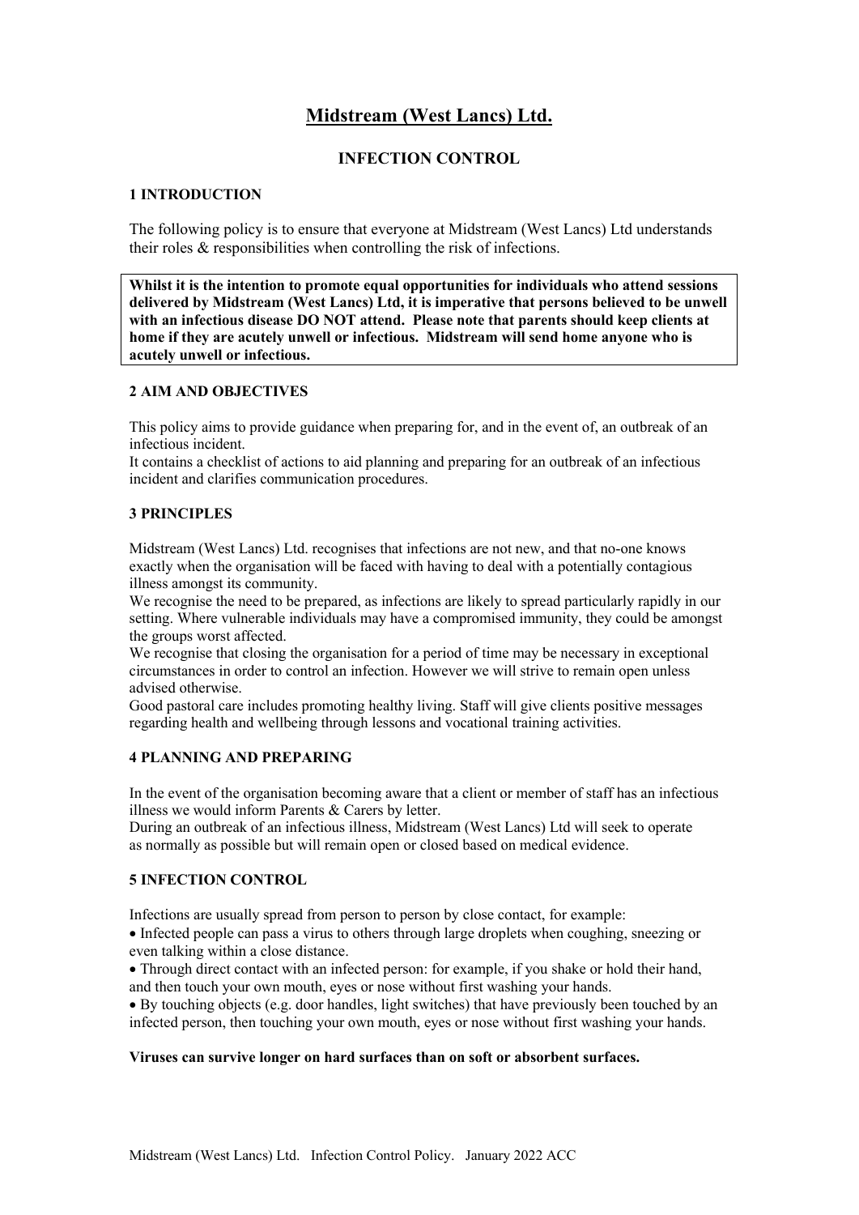# Midstream (West Lancs) Ltd.

## INFECTION CONTROL

### 1 INTRODUCTION

The following policy is to ensure that everyone at Midstream (West Lancs) Ltd understands their roles & responsibilities when controlling the risk of infections.

**Whilst it is the intention to promote equal opportunities for individuals who attend sessions delivered by Midstream (West Lancs) Ltd, it is imperative that persons believed to be unwell with an infectious disease DO NOT attend. Please note that parents should keep clients at home if they are acutely unwell or infectious. Midstream will send home anyone who is acutely unwell or infectious.**

### 2 AIM AND OBJECTIVES

This policy aims to provide guidance when preparing for, and in the event of, an outbreak of an infectious incident.

It contains a checklist of actions to aid planning and preparing for an outbreak of an infectious incident and clarifies communication procedures.

### 3 PRINCIPLES

Midstream (West Lancs) Ltd. recognises that infections are not new, and that no-one knows exactly when the organisation will be faced with having to deal with a potentially contagious illness amongst its community.

We recognise the need to be prepared, as infections are likely to spread particularly rapidly in our setting. Where vulnerable individuals may have a compromised immunity, they could be amongst the groups worst affected.

We recognise that closing the organisation for a period of time may be necessary in exceptional circumstances in order to control an infection. However we will strive to remain open unless advised otherwise.

Good pastoral care includes promoting healthy living. Staff will give clients positive messages regarding health and wellbeing through lessons and vocational training activities.

### 4 PLANNING AND PREPARING

In the event of the organisation becoming aware that a client or member of staff has an infectious illness we would inform Parents & Carers by letter.

During an outbreak of an infectious illness, Midstream (West Lancs) Ltd will seek to operate as normally as possible but will remain open or closed based on medical evidence.

### 5 INFECTION CONTROL

Infections are usually spread from person to person by close contact, for example:

- Infected people can pass a virus to others through large droplets when coughing, sneezing or even talking within a close distance.
- Through direct contact with an infected person: for example, if you shake or hold their hand, and then touch your own mouth, eyes or nose without first washing your hands.
- By touching objects (e.g. door handles, light switches) that have previously been touched by an infected person, then touching your own mouth, eyes or nose without first washing your hands.

**Viruses can survive longer on hard surfaces than on soft or absorbent surfaces.**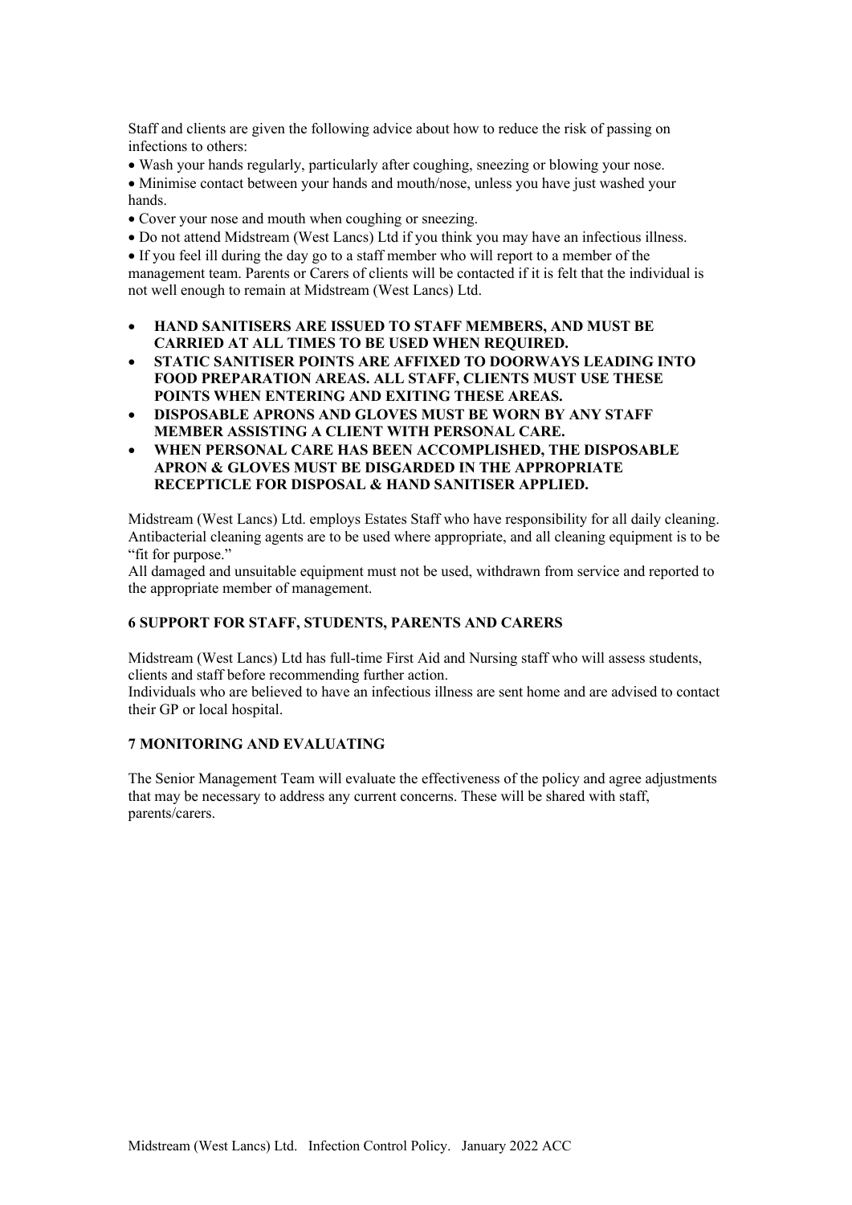Staff and clients are given the following advice about how to reduce the risk of passing on infections to others:

- Wash your hands regularly, particularly after coughing, sneezing or blowing your nose.
- Minimise contact between your hands and mouth/nose, unless you have just washed your hands.
- Cover your nose and mouth when coughing or sneezing.
- Do not attend Midstream (West Lancs) Ltd if you think you may have an infectious illness.
- If you feel ill during the day go to a staff member who will report to a member of the management team. Parents or Carers of clients will be contacted if it is felt that the individual is not well enough to remain at Midstream (West Lancs) Ltd.

- **HAND SANITISERS ARE ISSUED TO STAFF MEMBERS, AND MUST BE CARRIED AT ALL TIMES TO BE USED WHEN REQUIRED.**
- **STATIC SANITISER POINTS ARE AFFIXED TO DOORWAYS LEADING INTO FOOD PREPARATION AREAS. ALL STAFF, CLIENTS MUST USE THESE POINTS WHEN ENTERING AND EXITING THESE AREAS.**
- **DISPOSABLE APRONS AND GLOVES MUST BE WORN BY ANY STAFF MEMBER ASSISTING A CLIENT WITH PERSONAL CARE.**
- **WHEN PERSONAL CARE HAS BEEN ACCOMPLISHED, THE DISPOSABLE APRON & GLOVES MUST BE DISGARDED IN THE APPROPRIATE RECEPTICLE FOR DISPOSAL & HAND SANITISER APPLIED.**

Midstream (West Lancs) Ltd. employs Estates Staff who have responsibility for all daily cleaning. Antibacterial cleaning agents are to be used where appropriate, and all cleaning equipment is to be "fit for purpose."

All damaged and unsuitable equipment must not be used, withdrawn from service and reported to the appropriate member of management.

### 6 SUPPORT FOR STAFF, STUDENTS, PARENTS AND CARERS

Midstream (West Lancs) Ltd has full-time First Aid and Nursing staff who will assess students, clients and staff before recommending further action.

Individuals who are believed to have an infectious illness are sent home and are advised to contact their GP or local hospital.

### 7 MONITORING AND EVALUATING

The Senior Management Team will evaluate the effectiveness of the policy and agree adjustments that may be necessary to address any current concerns. These will be shared with staff, parents/carers.